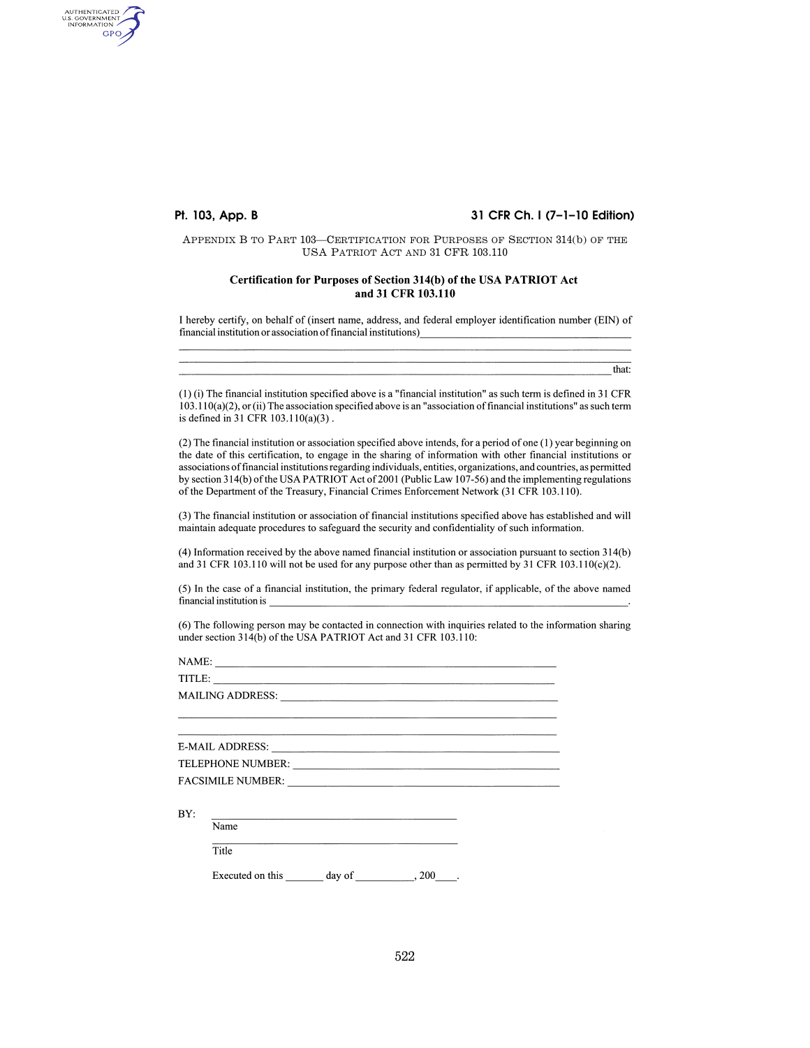## Appendix B to Part 103—Certification for Purposes of Section 314(b) of the USA PATRIOT Act and 31 CFR 103.110

### Certification for Purposes of Section 314(b) of the USA PATRIOT Act and 31 CFR 103.110

I hereby certify, on behalf of (insert name, address, and federal employer identification number (EIN) of financial institution or association of financial institutions)\_\_\_\_\_\_\_\_\_\_\_\_\_\_\_\_\_\_\_\_\_\_\_\_\_\_\_\_\_\_\_\_\_\_\_\_\_\_\_\_\_\_\_\_\_\_\_\_\_\_\_\_\_\_\_\_\_\_\_\_\_\_\_\_\_\_\_\_\_\_\_\_\_\_\_\_\_\_\_\_\_\_\_\_\_\_\_\_\_\_\_\_\_\_\_\_\_\_\_\_\_\_\_\_\_\_\_\_\_\_\_\_\_\_\_\_\_\_\_\_\_\_\_\_\_\_\_\_\_\_\_\_\_\_\_\_\_\_\_\_\_\_\_\_\_\_\_\_\_\_\_\_\_\_\_\_\_\_\_\_\_\_\_\_\_\_\_\_\_\_\_\_\_\_\_\_\_\_\_\_\_\_\_\_\_\_\_\_\_\_\_\_\_\_\_\_ that:

(1) (i) The financial institution specified above is a "financial institution" as such term is defined in 31 CFR 103.110(a)(2), or (ii) The association specified above is an "association of financial institutions" as such term is defined in 31 CFR 103.110(a)(3) .

(2) The financial institution or association specified above intends, for a period of one (1) year beginning on the date of this certification, to engage in the sharing of information with other financial institutions or associations of financial institutions regarding individuals, entities, organizations, and countries, as permitted by section 314(b) of the USA PATRIOT Act of 2001 (Public Law 107-56) and the implementing regulations of the Department of the Treasury, Financial Crimes Enforcement Network (31 CFR 103.110).

(3) The financial institution or association of financial institutions specified above has established and will maintain adequate procedures to safeguard the security and confidentiality of such information.

(4) Information received by the above named financial institution or association pursuant to section 314(b) and 31 CFR 103.110 will not be used for any purpose other than as permitted by 31 CFR 103.110(c)(2).

(5) In the case of a financial institution, the primary federal regulator, if applicable, of the above named financial institution is \_\_\_\_\_\_\_\_\_\_\_\_\_\_\_\_\_\_\_\_\_\_\_\_\_\_\_\_\_\_\_\_\_\_\_\_\_\_\_\_\_\_\_\_\_\_\_\_\_\_\_\_\_\_\_.

(6) The following person may be contacted in connection with inquiries related to the information sharing under section 314(b) of the USA PATRIOT Act and 31 CFR 103.110:

NAME: \_\_\_\_\_\_\_\_\_\_\_\_\_\_\_\_\_\_\_\_\_\_\_\_\_\_\_\_\_\_\_\_\_\_\_\_\_\_\_\_\_\_\_\_\_\_\_\_\_\_\_\_

TITLE: \_\_\_\_\_\_\_\_\_\_\_\_\_\_\_\_\_\_\_\_\_\_\_\_\_\_\_\_\_\_\_\_\_\_\_\_\_\_\_\_\_\_\_\_\_\_\_\_\_\_\_\_

MAILING ADDRESS: \_\_\_\_\_\_\_\_\_\_\_\_\_\_\_\_\_\_\_\_\_\_\_\_\_\_\_\_\_\_\_\_\_\_\_\_\_\_\_\_\_\_\_\_

\_\_\_\_\_\_\_\_\_\_\_\_\_\_\_\_\_\_\_\_\_\_\_\_\_\_\_\_\_\_\_\_\_\_\_\_\_\_\_\_\_\_\_\_\_\_\_\_\_\_\_\_\_\_\_\_\_\_\_\_\_\_

\_\_\_\_\_\_\_\_\_\_\_\_\_\_\_\_\_\_\_\_\_\_\_\_\_\_\_\_\_\_\_\_\_\_\_\_\_\_\_\_\_\_\_\_\_\_\_\_\_\_\_\_\_\_\_\_\_\_\_\_\_\_

E-MAIL ADDRESS: \_\_\_\_\_\_\_\_\_\_\_\_\_\_\_\_\_\_\_\_\_\_\_\_\_\_\_\_\_\_\_\_\_\_\_\_\_\_\_\_\_\_\_\_\_

TELEPHONE NUMBER: \_\_\_\_\_\_\_\_\_\_\_\_\_\_\_\_\_\_\_\_\_\_\_\_\_\_\_\_\_\_\_\_\_\_\_\_\_\_\_\_\_

FACSIMILE NUMBER: \_\_\_\_\_\_\_\_\_\_\_\_\_\_\_\_\_\_\_\_\_\_\_\_\_\_\_\_\_\_\_\_\_\_\_\_\_\_\_\_\_

BY: \_\_\_\_\_\_\_\_\_\_\_\_\_\_\_\_\_\_\_\_\_\_\_\_\_\_\_\_\_\_\_\_\_\_\_\_\_\_\_\_\_\_\_\_\_\_
Name

\_\_\_\_\_\_\_\_\_\_\_\_\_\_\_\_\_\_\_\_\_\_\_\_\_\_\_\_\_\_\_\_\_\_\_\_\_\_\_\_\_\_\_\_\_\_
Title

Executed on this \_\_\_\_\_\_\_ day of \_\_\_\_\_\_\_\_\_\_\_, 200\_\_\_\_.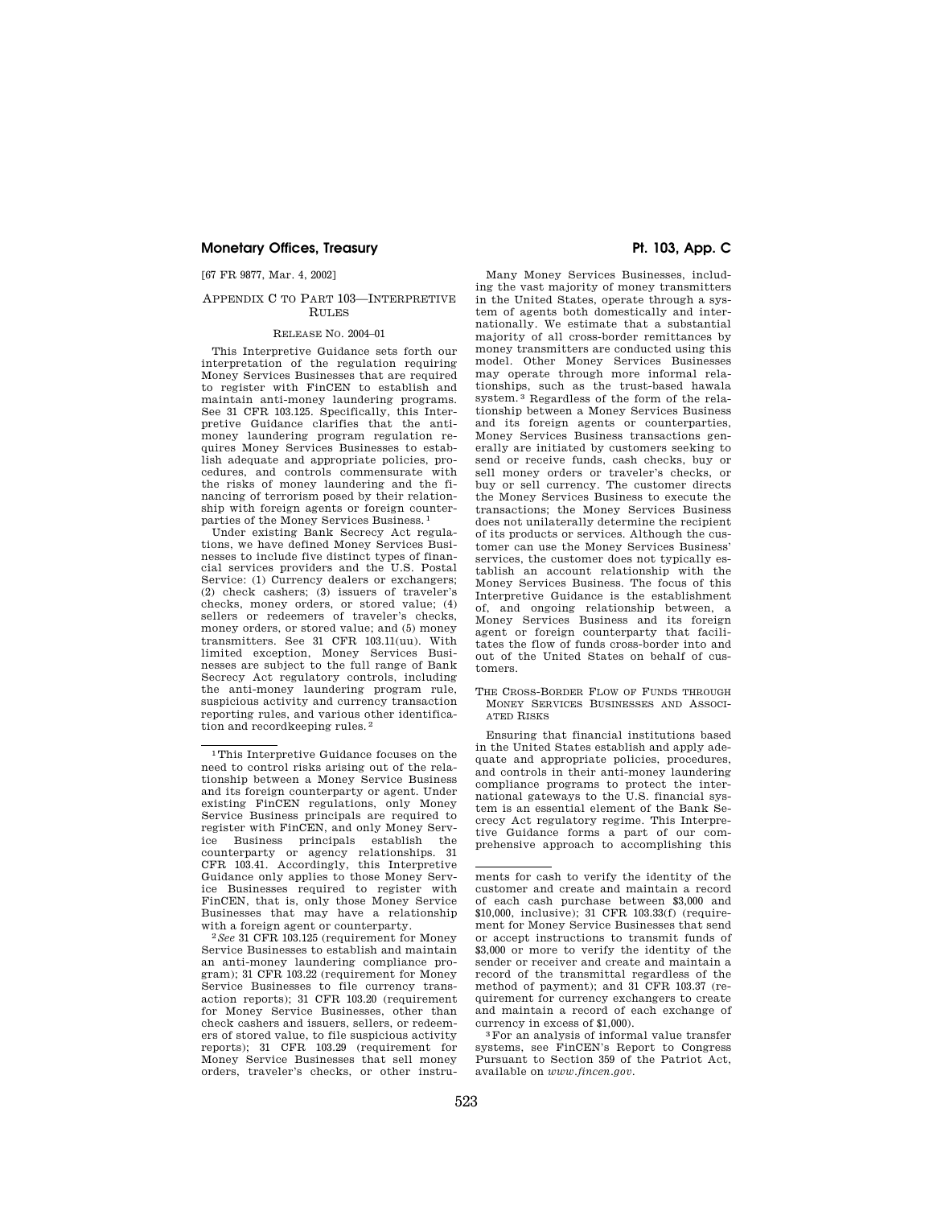[67 FR 9877, Mar. 4, 2002]

## APPENDIX C TO PART 103—INTERPRETIVE RULES

### RELEASE NO. 2004–01

This Interpretive Guidance sets forth our interpretation of the regulation requiring Money Services Businesses that are required to register with FinCEN to establish and maintain anti-money laundering programs. See 31 CFR 103.125. Specifically, this Interpretive Guidance clarifies that the anti-money laundering program regulation requires Money Services Businesses to establish adequate and appropriate policies, procedures, and controls commensurate with the risks of money laundering and the financing of terrorism posed by their relationship with foreign agents or foreign counterparties of the Money Services Business. [1]

Under existing Bank Secrecy Act regulations, we have defined Money Services Businesses to include five distinct types of financial services providers and the U.S. Postal Service: (1) Currency dealers or exchangers; (2) check cashers; (3) issuers of traveler's checks, money orders, or stored value; (4) sellers or redeemers of traveler's checks, money orders, or stored value; and (5) money transmitters. See 31 CFR 103.11(uu). With limited exception, Money Services Businesses are subject to the full range of Bank Secrecy Act regulatory controls, including the anti-money laundering program rule, suspicious activity and currency transaction reporting rules, and various other identification and recordkeeping rules. [2]

Many Money Services Businesses, including the vast majority of money transmitters in the United States, operate through a system of agents both domestically and internationally. We estimate that a substantial majority of all cross-border remittances by money transmitters are conducted using this model. Other Money Services Businesses may operate through more informal relationships, such as the trust-based hawala system. [3] Regardless of the form of the relationship between a Money Services Business and its foreign agents or counterparties, Money Services Business transactions generally are initiated by customers seeking to send or receive funds, cash checks, buy or sell money orders or traveler's checks, or buy or sell currency. The customer directs the Money Services Business to execute the transactions; the Money Services Business does not unilaterally determine the recipient of its products or services. Although the customer can use the Money Services Business' services, the customer does not typically establish an account relationship with the Money Services Business. The focus of this Interpretive Guidance is the establishment of, and ongoing relationship between, a Money Services Business and its foreign agent or foreign counterparty that facilitates the flow of funds cross-border into and out of the United States on behalf of customers.

### THE CROSS-BORDER FLOW OF FUNDS THROUGH MONEY SERVICES BUSINESSES AND ASSOCIATED RISKS

Ensuring that financial institutions based in the United States establish and apply adequate and appropriate policies, procedures, and controls in their anti-money laundering compliance programs to protect the international gateways to the U.S. financial system is an essential element of the Bank Secrecy Act regulatory regime. This Interpretive Guidance forms a part of our comprehensive approach to accomplishing this

---

[1] This Interpretive Guidance focuses on the need to control risks arising out of the relationship between a Money Service Business and its foreign counterparty or agent. Under existing FinCEN regulations, only Money Service Business principals are required to register with FinCEN, and only Money Service Business principals establish the counterparty or agency relationships. 31 CFR 103.41. Accordingly, this Interpretive Guidance only applies to those Money Service Businesses required to register with FinCEN, that is, only those Money Service Businesses that may have a relationship with a foreign agent or counterparty.

[2] *See* 31 CFR 103.125 (requirement for Money Service Businesses to establish and maintain an anti-money laundering compliance program); 31 CFR 103.22 (requirement for Money Service Businesses to file currency transaction reports); 31 CFR 103.20 (requirement for Money Service Businesses, other than check cashers and issuers, sellers, or redeemers of stored value, to file suspicious activity reports); 31 CFR 103.29 (requirement for Money Service Businesses that sell money orders, traveler's checks, or other instruments for cash to verify the identity of the customer and create and maintain a record of each cash purchase between $3,000 and $10,000, inclusive); 31 CFR 103.33(f) (requirement for Money Service Businesses that send or accept instructions to transmit funds of $3,000 or more to verify the identity of the sender or receiver and create and maintain a record of the transmittal regardless of the method of payment); and 31 CFR 103.37 (requirement for currency exchangers to create and maintain a record of each exchange of currency in excess of $1,000).

[3] For an analysis of informal value transfer systems, see FinCEN's Report to Congress Pursuant to Section 359 of the Patriot Act, available on *www.fincen.gov*.